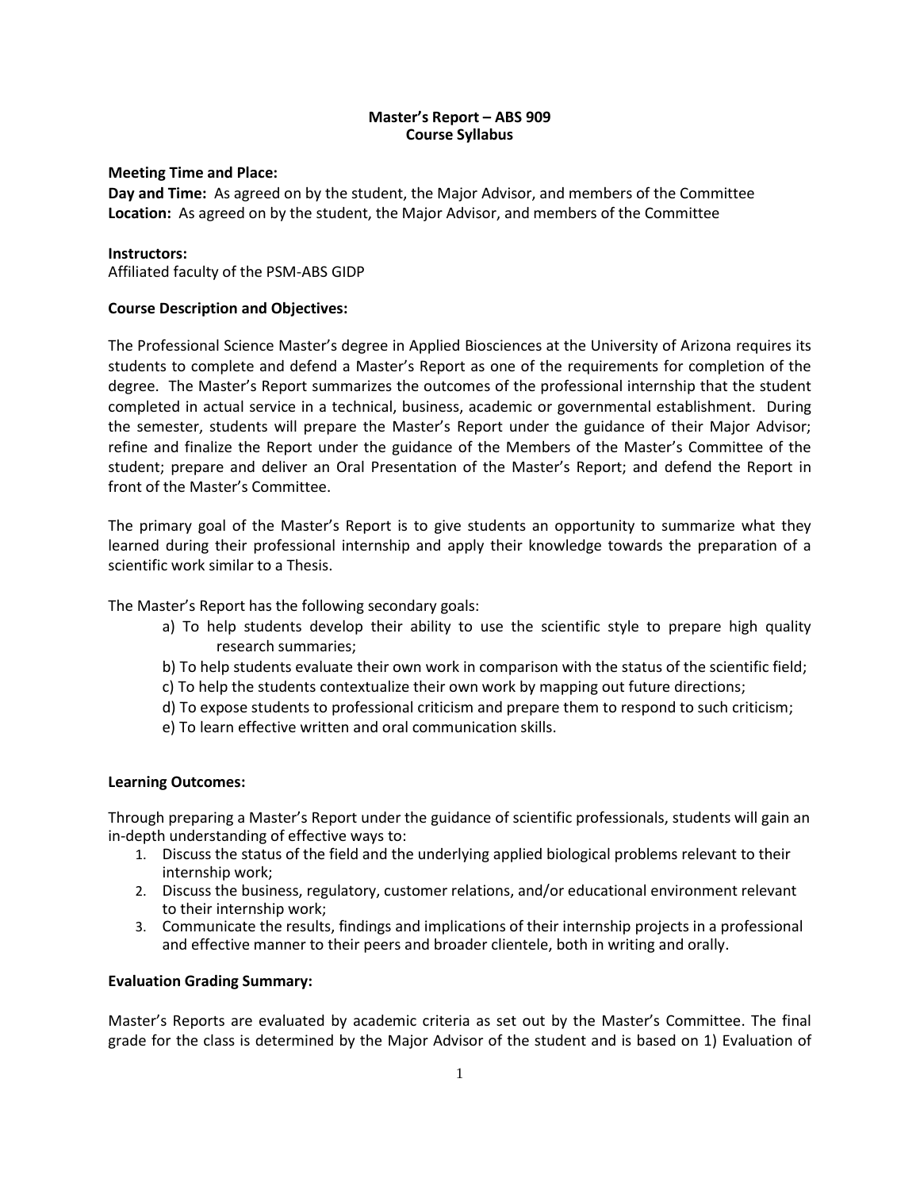# Master's Report – ABS 909
## Course Syllabus

**Meeting Time and Place:**
**Day and Time:** As agreed on by the student, the Major Advisor, and members of the Committee
**Location:** As agreed on by the student, the Major Advisor, and members of the Committee

**Instructors:**
Affiliated faculty of the PSM-ABS GIDP

**Course Description and Objectives:**

The Professional Science Master's degree in Applied Biosciences at the University of Arizona requires its students to complete and defend a Master's Report as one of the requirements for completion of the degree. The Master's Report summarizes the outcomes of the professional internship that the student completed in actual service in a technical, business, academic or governmental establishment. During the semester, students will prepare the Master's Report under the guidance of their Major Advisor; refine and finalize the Report under the guidance of the Members of the Master's Committee of the student; prepare and deliver an Oral Presentation of the Master's Report; and defend the Report in front of the Master's Committee.

The primary goal of the Master's Report is to give students an opportunity to summarize what they learned during their professional internship and apply their knowledge towards the preparation of a scientific work similar to a Thesis.

The Master's Report has the following secondary goals:

a) To help students develop their ability to use the scientific style to prepare high quality research summaries;
b) To help students evaluate their own work in comparison with the status of the scientific field;
c) To help the students contextualize their own work by mapping out future directions;
d) To expose students to professional criticism and prepare them to respond to such criticism;
e) To learn effective written and oral communication skills.

**Learning Outcomes:**

Through preparing a Master's Report under the guidance of scientific professionals, students will gain an in-depth understanding of effective ways to:

1. Discuss the status of the field and the underlying applied biological problems relevant to their internship work;
2. Discuss the business, regulatory, customer relations, and/or educational environment relevant to their internship work;
3. Communicate the results, findings and implications of their internship projects in a professional and effective manner to their peers and broader clientele, both in writing and orally.

**Evaluation Grading Summary:**

Master's Reports are evaluated by academic criteria as set out by the Master's Committee. The final grade for the class is determined by the Major Advisor of the student and is based on 1) Evaluation of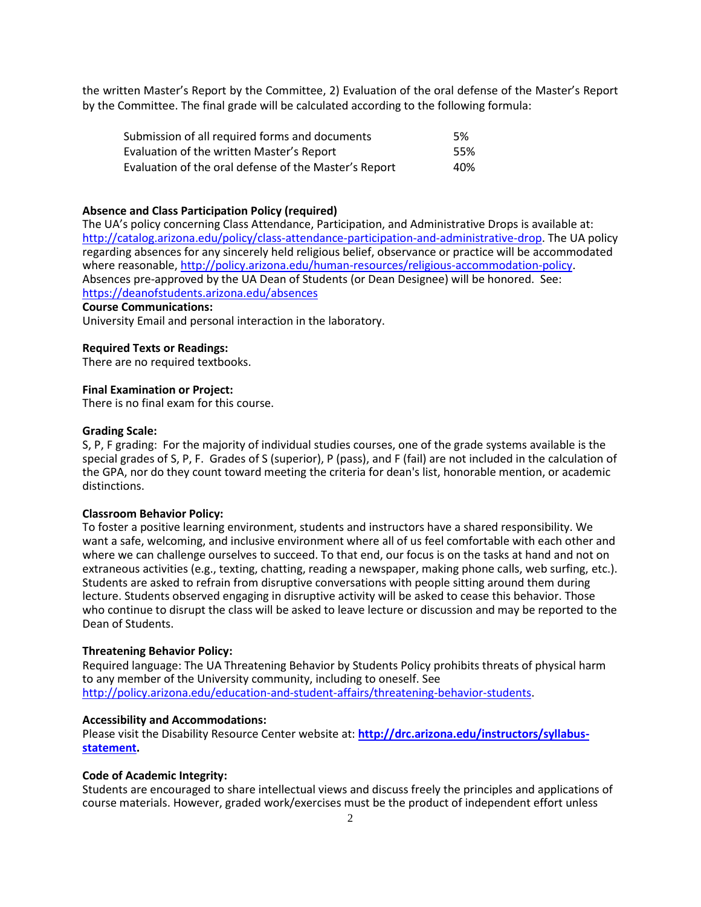the written Master's Report by the Committee, 2) Evaluation of the oral defense of the Master's Report by the Committee. The final grade will be calculated according to the following formula:

| | |
|---|---|
| Submission of all required forms and documents | 5% |
| Evaluation of the written Master's Report | 55% |
| Evaluation of the oral defense of the Master's Report | 40% |

**Absence and Class Participation Policy (required)**
The UA's policy concerning Class Attendance, Participation, and Administrative Drops is available at: http://catalog.arizona.edu/policy/class-attendance-participation-and-administrative-drop. The UA policy regarding absences for any sincerely held religious belief, observance or practice will be accommodated where reasonable, http://policy.arizona.edu/human-resources/religious-accommodation-policy. Absences pre-approved by the UA Dean of Students (or Dean Designee) will be honored. See: https://deanofstudents.arizona.edu/absences

**Course Communications:**
University Email and personal interaction in the laboratory.

**Required Texts or Readings:**
There are no required textbooks.

**Final Examination or Project:**
There is no final exam for this course.

**Grading Scale:**
S, P, F grading: For the majority of individual studies courses, one of the grade systems available is the special grades of S, P, F. Grades of S (superior), P (pass), and F (fail) are not included in the calculation of the GPA, nor do they count toward meeting the criteria for dean's list, honorable mention, or academic distinctions.

**Classroom Behavior Policy:**
To foster a positive learning environment, students and instructors have a shared responsibility. We want a safe, welcoming, and inclusive environment where all of us feel comfortable with each other and where we can challenge ourselves to succeed. To that end, our focus is on the tasks at hand and not on extraneous activities (e.g., texting, chatting, reading a newspaper, making phone calls, web surfing, etc.). Students are asked to refrain from disruptive conversations with people sitting around them during lecture. Students observed engaging in disruptive activity will be asked to cease this behavior. Those who continue to disrupt the class will be asked to leave lecture or discussion and may be reported to the Dean of Students.

**Threatening Behavior Policy:**
Required language: The UA Threatening Behavior by Students Policy prohibits threats of physical harm to any member of the University community, including to oneself. See http://policy.arizona.edu/education-and-student-affairs/threatening-behavior-students.

**Accessibility and Accommodations:**
Please visit the Disability Resource Center website at: **http://drc.arizona.edu/instructors/syllabus-statement.**

**Code of Academic Integrity:**
Students are encouraged to share intellectual views and discuss freely the principles and applications of course materials. However, graded work/exercises must be the product of independent effort unless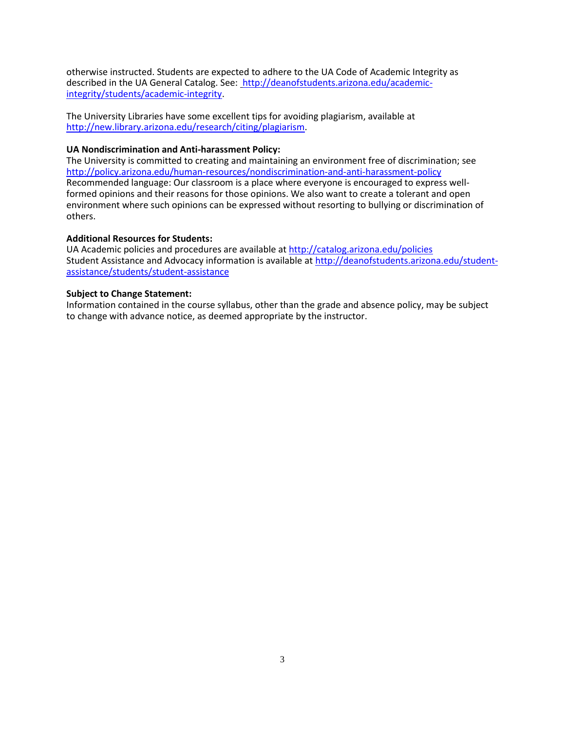otherwise instructed. Students are expected to adhere to the UA Code of Academic Integrity as described in the UA General Catalog. See: http://deanofstudents.arizona.edu/academic-integrity/students/academic-integrity.

The University Libraries have some excellent tips for avoiding plagiarism, available at http://new.library.arizona.edu/research/citing/plagiarism.

**UA Nondiscrimination and Anti-harassment Policy:**
The University is committed to creating and maintaining an environment free of discrimination; see http://policy.arizona.edu/human-resources/nondiscrimination-and-anti-harassment-policy
Recommended language: Our classroom is a place where everyone is encouraged to express well-formed opinions and their reasons for those opinions. We also want to create a tolerant and open environment where such opinions can be expressed without resorting to bullying or discrimination of others.

**Additional Resources for Students:**
UA Academic policies and procedures are available at http://catalog.arizona.edu/policies
Student Assistance and Advocacy information is available at http://deanofstudents.arizona.edu/student-assistance/students/student-assistance

**Subject to Change Statement:**
Information contained in the course syllabus, other than the grade and absence policy, may be subject to change with advance notice, as deemed appropriate by the instructor.